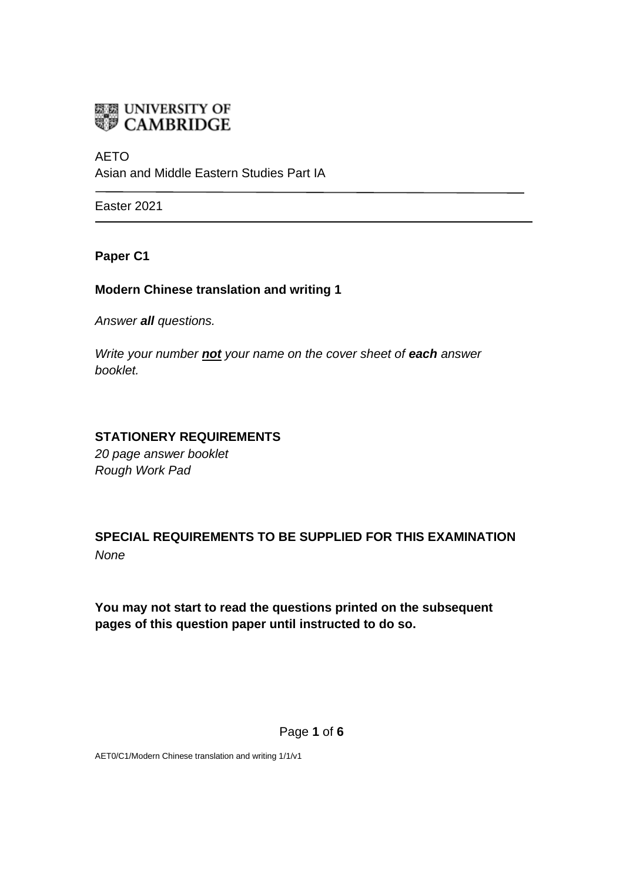UNIVERSITY OF CAMBRIDGE

AETO
Asian and Middle Eastern Studies Part IA

Easter 2021

**Paper C1**

**Modern Chinese translation and writing 1**

*Answer **all** questions.*

*Write your number **not** your name on the cover sheet of **each** answer booklet.*

**STATIONERY REQUIREMENTS**
*20 page answer booklet*
*Rough Work Pad*

**SPECIAL REQUIREMENTS TO BE SUPPLIED FOR THIS EXAMINATION**
*None*

**You may not start to read the questions printed on the subsequent pages of this question paper until instructed to do so.**

AET0/C1/Modern Chinese translation and writing 1/1/v1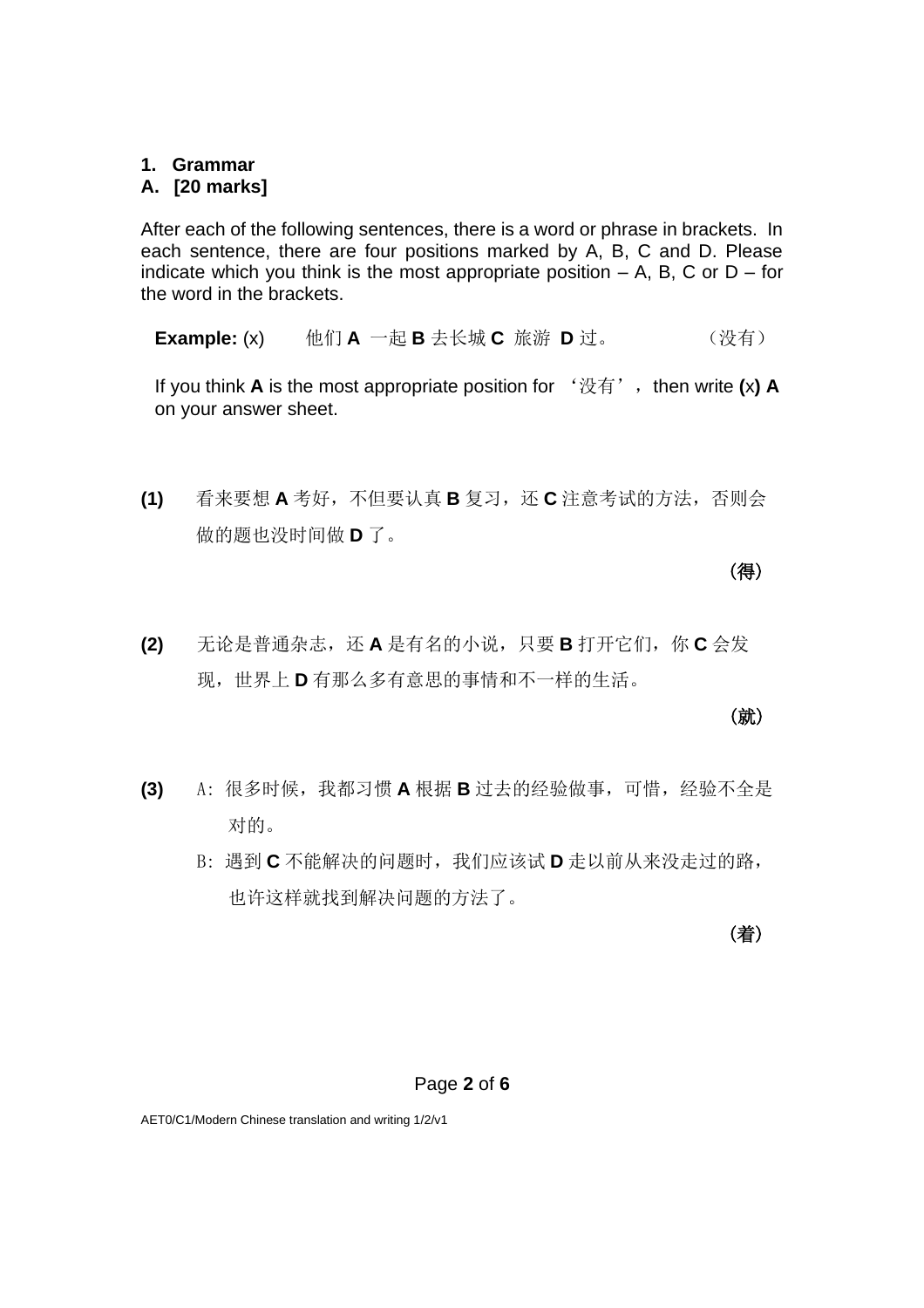1. **Grammar**

A. **[20 marks]**

After each of the following sentences, there is a word or phrase in brackets. In each sentence, there are four positions marked by A, B, C and D. Please indicate which you think is the most appropriate position – A, B, C or D – for the word in the brackets.

**Example:** (x) 他们 **A** 一起 **B** 去长城 **C** 旅游 **D** 过。 （没有）

If you think **A** is the most appropriate position for ‘没有’, then write **(**x**) A** on your answer sheet.

**(1)** 看来要想 **A** 考好，不但要认真 **B** 复习，还 **C** 注意考试的方法，否则会做的题也没时间做 **D** 了。

（得）

**(2)** 无论是普通杂志，还 **A** 是有名的小说，只要 **B** 打开它们，你 **C** 会发现，世界上 **D** 有那么多有意思的事情和不一样的生活。

（就）

**(3)** A：很多时候，我都习惯 **A** 根据 **B** 过去的经验做事，可惜，经验不全是对的。

B：遇到 **C** 不能解决的问题时，我们应该试 **D** 走以前从来没走过的路，也许这样就找到解决问题的方法了。

（着）

AET0/C1/Modern Chinese translation and writing 1/2/v1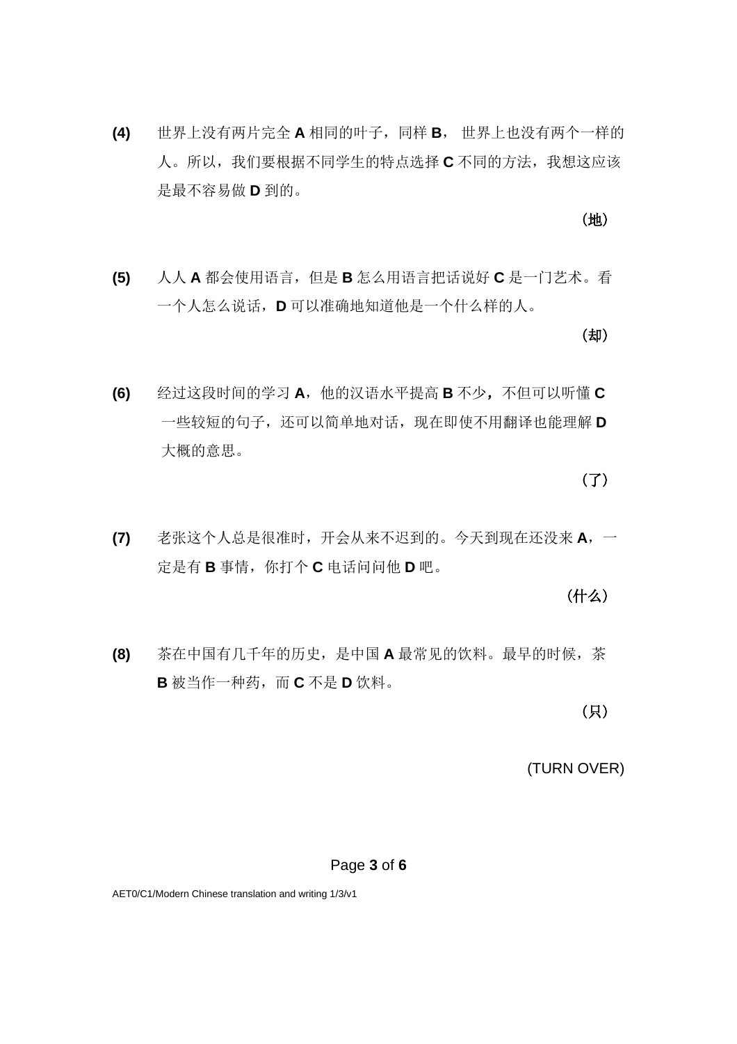**(4)** 世界上没有两片完全 **A** 相同的叶子，同样 **B**， 世界上也没有两个一样的人。所以，我们要根据不同学生的特点选择 **C** 不同的方法，我想这应该是最不容易做 **D** 到的。

**（地）**

**(5)** 人人 **A** 都会使用语言，但是 **B** 怎么用语言把话说好 **C** 是一门艺术。看一个人怎么说话，**D** 可以准确地知道他是一个什么样的人。

**（却）**

**(6)** 经过这段时间的学习 **A**，他的汉语水平提高 **B** 不少**，**不但可以听懂 **C** 一些较短的句子，还可以简单地对话，现在即使不用翻译也能理解 **D** 大概的意思。

**（了）**

**(7)** 老张这个人总是很准时，开会从来不迟到的。今天到现在还没来 **A**，一定是有 **B** 事情，你打个 **C** 电话问问他 **D** 吧。

**（什么）**

**(8)** 茶在中国有几千年的历史，是中国 **A** 最常见的饮料。最早的时候，茶 **B** 被当作一种药，而 **C** 不是 **D** 饮料。

**（只）**

(TURN OVER)

AET0/C1/Modern Chinese translation and writing 1/3/v1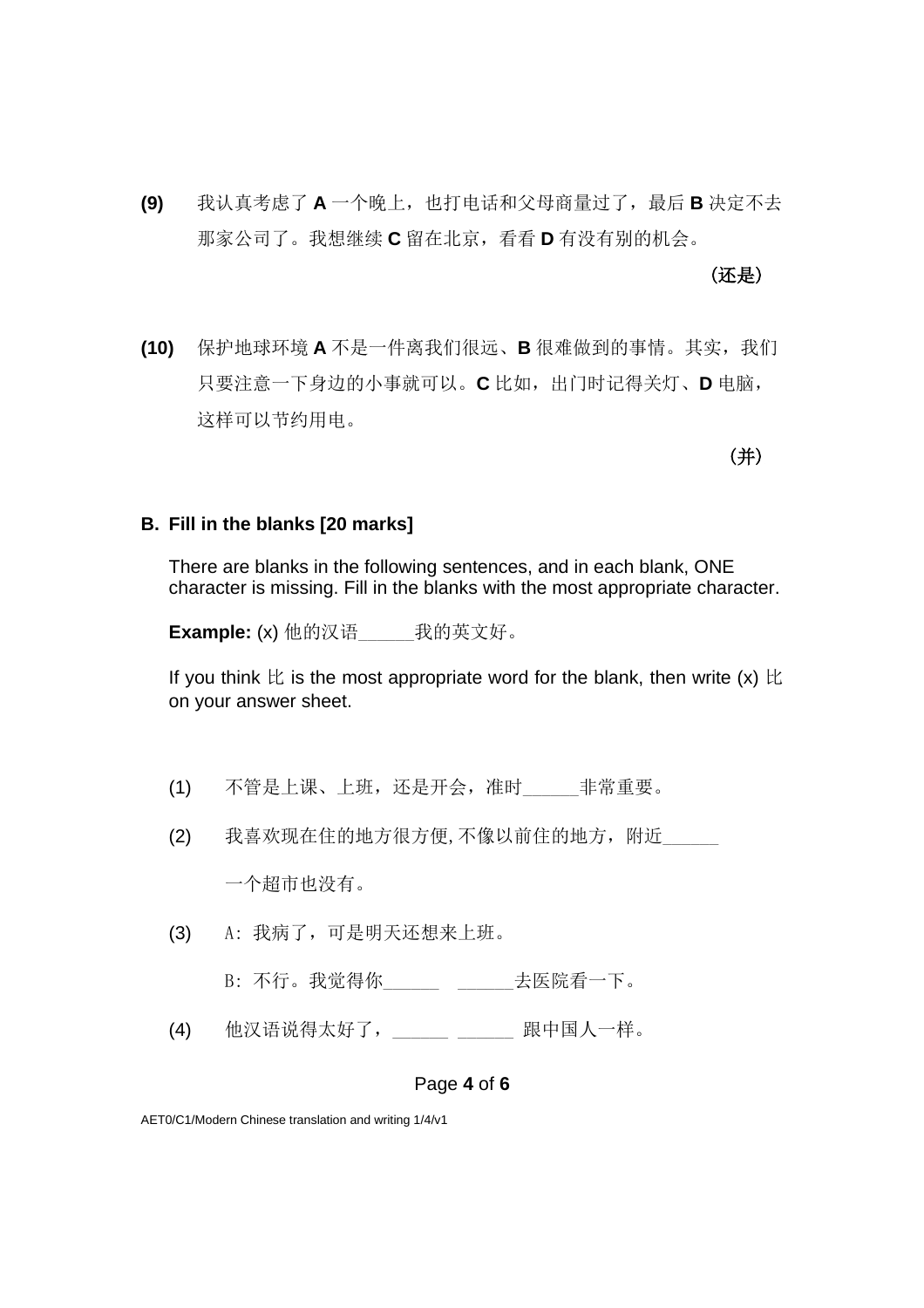**(9)** 我认真考虑了 **A** 一个晚上，也打电话和父母商量过了，最后 **B** 决定不去那家公司了。我想继续 **C** 留在北京，看看 **D** 有没有别的机会。

（还是）

**(10)** 保护地球环境 **A** 不是一件离我们很远、**B** 很难做到的事情。其实，我们只要注意一下身边的小事就可以。**C** 比如，出门时记得关灯、**D** 电脑，这样可以节约用电。

（并）

### B. Fill in the blanks [20 marks]

There are blanks in the following sentences, and in each blank, ONE character is missing. Fill in the blanks with the most appropriate character.

**Example:** (x) 他的汉语______我的英文好。

If you think 比 is the most appropriate word for the blank, then write (x) 比 on your answer sheet.

(1) 不管是上课、上班，还是开会，准时______非常重要。

(2) 我喜欢现在住的地方很方便, 不像以前住的地方，附近______一个超市也没有。

(3) A：我病了，可是明天还想来上班。

B：不行。我觉得你______ ______去医院看一下。

(4) 他汉语说得太好了，______ ______ 跟中国人一样。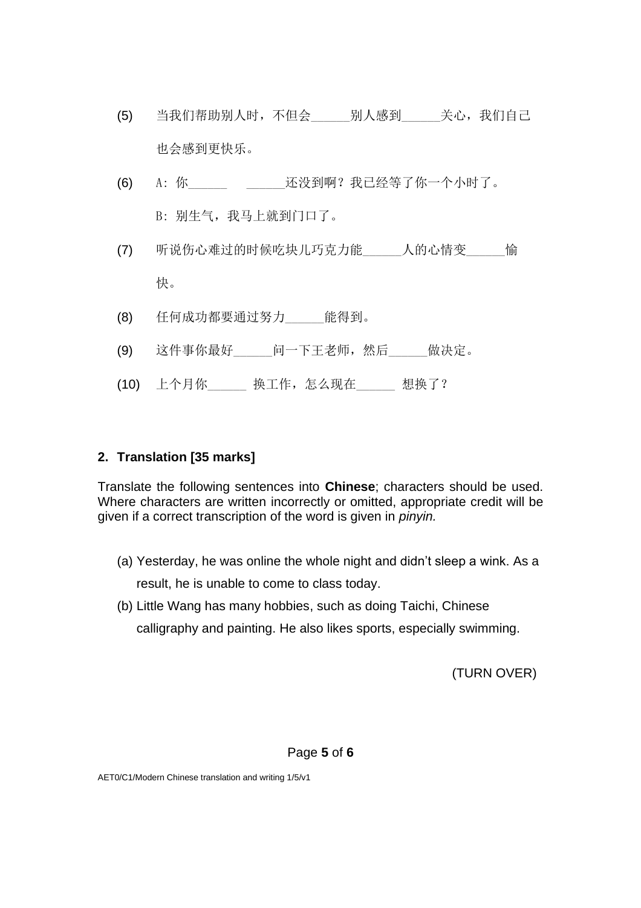(5) 当我们帮助别人时，不但会______别人感到______关心，我们自己也会感到更快乐。

(6) A：你______ ______还没到啊？我已经等了你一个小时了。

B：别生气，我马上就到门口了。

(7) 听说伤心难过的时候吃块儿巧克力能______人的心情变______愉快。

(8) 任何成功都要通过努力______能得到。

(9) 这件事你最好______问一下王老师，然后______做决定。

(10) 上个月你______ 换工作，怎么现在______ 想换了？

**2. Translation [35 marks]**

Translate the following sentences into **Chinese**; characters should be used. Where characters are written incorrectly or omitted, appropriate credit will be given if a correct transcription of the word is given in *pinyin.*

(a) Yesterday, he was online the whole night and didn't sleep a wink. As a result, he is unable to come to class today.

(b) Little Wang has many hobbies, such as doing Taichi, Chinese calligraphy and painting. He also likes sports, especially swimming.

(TURN OVER)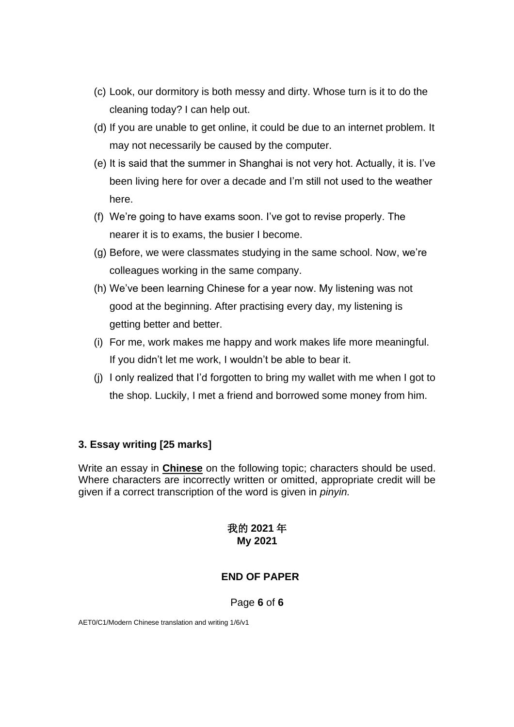(c) Look, our dormitory is both messy and dirty. Whose turn is it to do the cleaning today? I can help out.

(d) If you are unable to get online, it could be due to an internet problem. It may not necessarily be caused by the computer.

(e) It is said that the summer in Shanghai is not very hot. Actually, it is. I've been living here for over a decade and I'm still not used to the weather here.

(f) We're going to have exams soon. I've got to revise properly. The nearer it is to exams, the busier I become.

(g) Before, we were classmates studying in the same school. Now, we're colleagues working in the same company.

(h) We've been learning Chinese for a year now. My listening was not good at the beginning. After practising every day, my listening is getting better and better.

(i) For me, work makes me happy and work makes life more meaningful. If you didn't let me work, I wouldn't be able to bear it.

(j) I only realized that I'd forgotten to bring my wallet with me when I got to the shop. Luckily, I met a friend and borrowed some money from him.

**3. Essay writing [25 marks]**

Write an essay in **Chinese** on the following topic; characters should be used. Where characters are incorrectly written or omitted, appropriate credit will be given if a correct transcription of the word is given in *pinyin.*

**我的 2021 年**
**My 2021**

**END OF PAPER**

AET0/C1/Modern Chinese translation and writing 1/6/v1